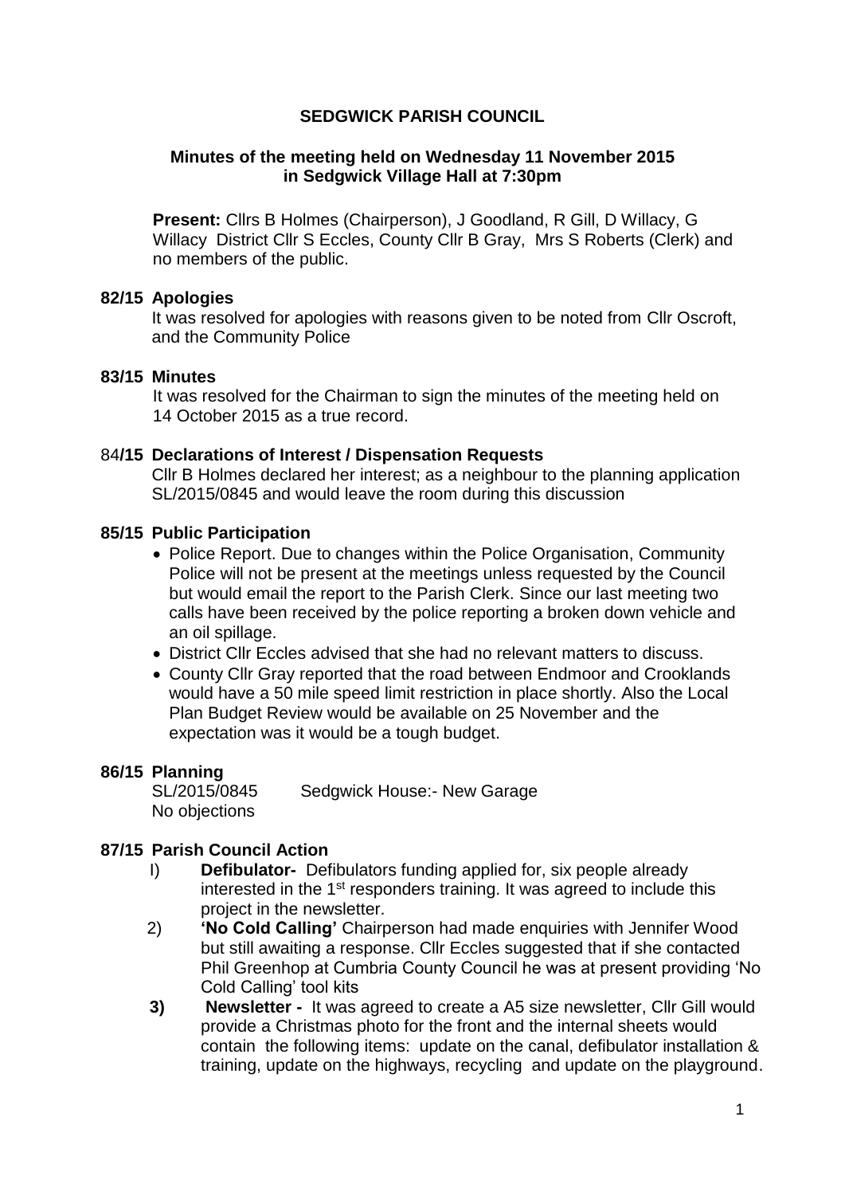# SEDGWICK PARISH COUNCIL

## Minutes of the meeting held on Wednesday 11 November 2015 in Sedgwick Village Hall at 7:30pm

**Present:** Cllrs B Holmes (Chairperson), J Goodland, R Gill, D Willacy, G Willacy District Cllr S Eccles, County Cllr B Gray, Mrs S Roberts (Clerk) and no members of the public.

### 82/15 Apologies

It was resolved for apologies with reasons given to be noted from Cllr Oscroft, and the Community Police

### 83/15 Minutes

It was resolved for the Chairman to sign the minutes of the meeting held on 14 October 2015 as a true record.

### 84/15 Declarations of Interest / Dispensation Requests

Cllr B Holmes declared her interest; as a neighbour to the planning application SL/2015/0845 and would leave the room during this discussion

### 85/15 Public Participation

- Police Report. Due to changes within the Police Organisation, Community Police will not be present at the meetings unless requested by the Council but would email the report to the Parish Clerk. Since our last meeting two calls have been received by the police reporting a broken down vehicle and an oil spillage.
- District Cllr Eccles advised that she had no relevant matters to discuss.
- County Cllr Gray reported that the road between Endmoor and Crooklands would have a 50 mile speed limit restriction in place shortly. Also the Local Plan Budget Review would be available on 25 November and the expectation was it would be a tough budget.

### 86/15 Planning

SL/2015/0845 Sedgwick House:- New Garage
No objections

### 87/15 Parish Council Action

1) **Defibulator-** Defibulators funding applied for, six people already interested in the 1st responders training. It was agreed to include this project in the newsletter.

2) **'No Cold Calling'** Chairperson had made enquiries with Jennifer Wood but still awaiting a response. Cllr Eccles suggested that if she contacted Phil Greenhop at Cumbria County Council he was at present providing 'No Cold Calling' tool kits

3) **Newsletter -** It was agreed to create a A5 size newsletter, Cllr Gill would provide a Christmas photo for the front and the internal sheets would contain the following items: update on the canal, defibulator installation & training, update on the highways, recycling and update on the playground.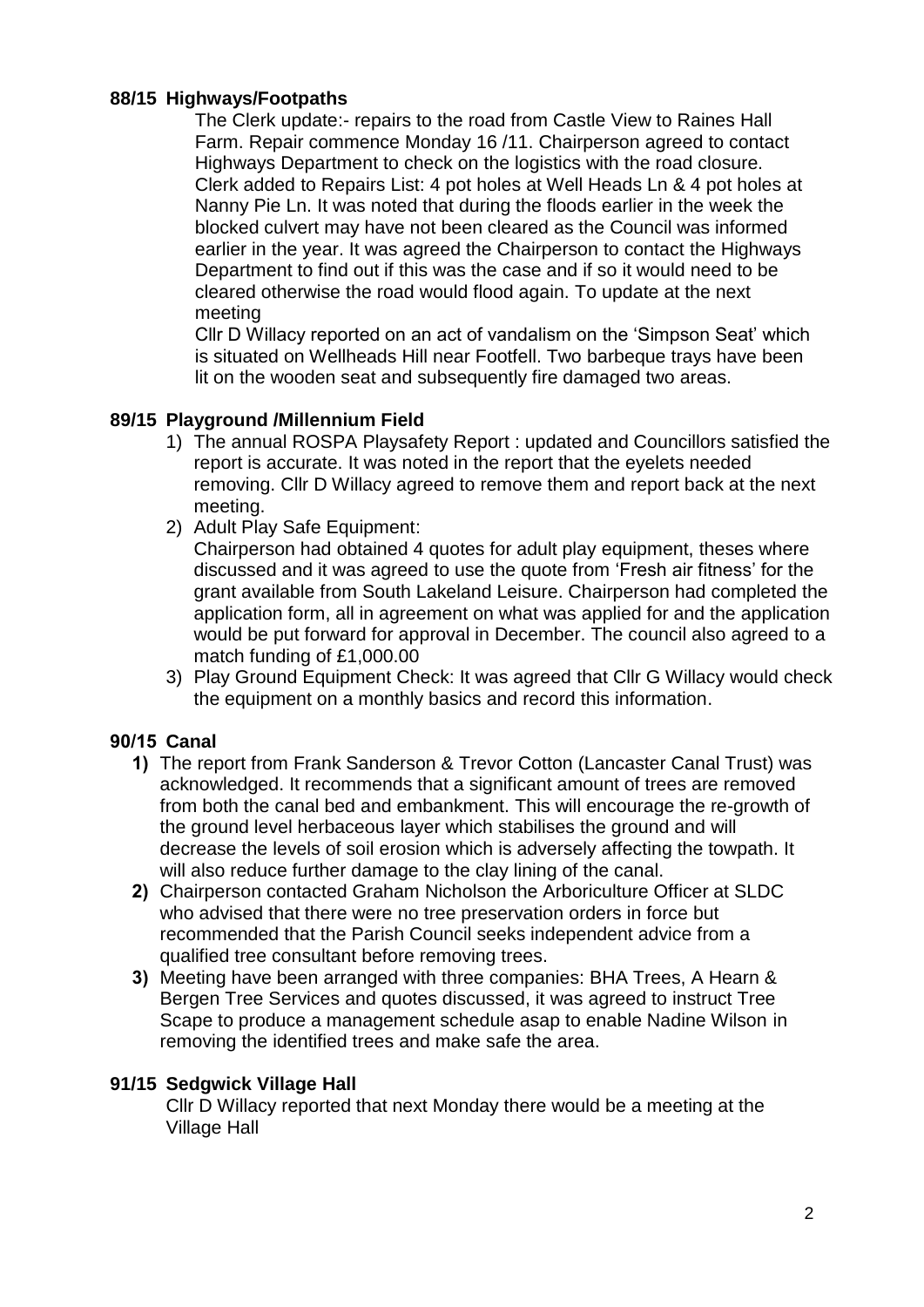**88/15 Highways/Footpaths**

The Clerk update:- repairs to the road from Castle View to Raines Hall Farm. Repair commence Monday 16 /11. Chairperson agreed to contact Highways Department to check on the logistics with the road closure. Clerk added to Repairs List: 4 pot holes at Well Heads Ln & 4 pot holes at Nanny Pie Ln. It was noted that during the floods earlier in the week the blocked culvert may have not been cleared as the Council was informed earlier in the year. It was agreed the Chairperson to contact the Highways Department to find out if this was the case and if so it would need to be cleared otherwise the road would flood again. To update at the next meeting

Cllr D Willacy reported on an act of vandalism on the 'Simpson Seat' which is situated on Wellheads Hill near Footfell. Two barbeque trays have been lit on the wooden seat and subsequently fire damaged two areas.

**89/15 Playground /Millennium Field**

1) The annual ROSPA Playsafety Report : updated and Councillors satisfied the report is accurate. It was noted in the report that the eyelets needed removing. Cllr D Willacy agreed to remove them and report back at the next meeting.
2) Adult Play Safe Equipment:
   Chairperson had obtained 4 quotes for adult play equipment, theses where discussed and it was agreed to use the quote from 'Fresh air fitness' for the grant available from South Lakeland Leisure. Chairperson had completed the application form, all in agreement on what was applied for and the application would be put forward for approval in December. The council also agreed to a match funding of £1,000.00
3) Play Ground Equipment Check: It was agreed that Cllr G Willacy would check the equipment on a monthly basics and record this information.

**90/15 Canal**

1) The report from Frank Sanderson & Trevor Cotton (Lancaster Canal Trust) was acknowledged. It recommends that a significant amount of trees are removed from both the canal bed and embankment. This will encourage the re-growth of the ground level herbaceous layer which stabilises the ground and will decrease the levels of soil erosion which is adversely affecting the towpath. It will also reduce further damage to the clay lining of the canal.
2) Chairperson contacted Graham Nicholson the Arboriculture Officer at SLDC who advised that there were no tree preservation orders in force but recommended that the Parish Council seeks independent advice from a qualified tree consultant before removing trees.
3) Meeting have been arranged with three companies: BHA Trees, A Hearn & Bergen Tree Services and quotes discussed, it was agreed to instruct Tree Scape to produce a management schedule asap to enable Nadine Wilson in removing the identified trees and make safe the area.

**91/15 Sedgwick Village Hall**

Cllr D Willacy reported that next Monday there would be a meeting at the Village Hall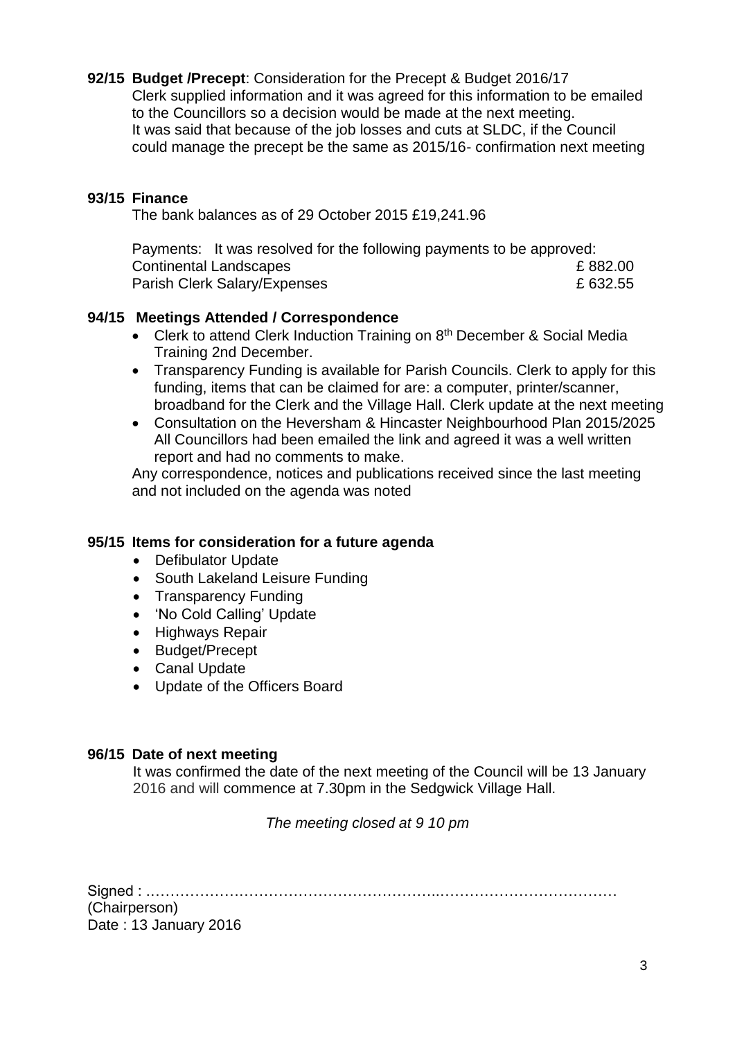**92/15 Budget /Precept**: Consideration for the Precept & Budget 2016/17
Clerk supplied information and it was agreed for this information to be emailed to the Councillors so a decision would be made at the next meeting.
It was said that because of the job losses and cuts at SLDC, if the Council could manage the precept be the same as 2015/16- confirmation next meeting

**93/15 Finance**

The bank balances as of 29 October 2015 £19,241.96

Payments: It was resolved for the following payments to be approved:

| | |
|---|---|
| Continental Landscapes | £ 882.00 |
| Parish Clerk Salary/Expenses | £ 632.55 |

**94/15 Meetings Attended / Correspondence**

- Clerk to attend Clerk Induction Training on 8th December & Social Media Training 2nd December.
- Transparency Funding is available for Parish Councils. Clerk to apply for this funding, items that can be claimed for are: a computer, printer/scanner, broadband for the Clerk and the Village Hall. Clerk update at the next meeting
- Consultation on the Heversham & Hincaster Neighbourhood Plan 2015/2025 All Councillors had been emailed the link and agreed it was a well written report and had no comments to make.

Any correspondence, notices and publications received since the last meeting and not included on the agenda was noted

**95/15 Items for consideration for a future agenda**

- Defibulator Update
- South Lakeland Leisure Funding
- Transparency Funding
- 'No Cold Calling' Update
- Highways Repair
- Budget/Precept
- Canal Update
- Update of the Officers Board

**96/15 Date of next meeting**

It was confirmed the date of the next meeting of the Council will be 13 January 2016 and will commence at 7.30pm in the Sedgwick Village Hall.

*The meeting closed at 9 10 pm*

Signed : ……………………………………………………..………………………………
(Chairperson)
Date : 13 January 2016